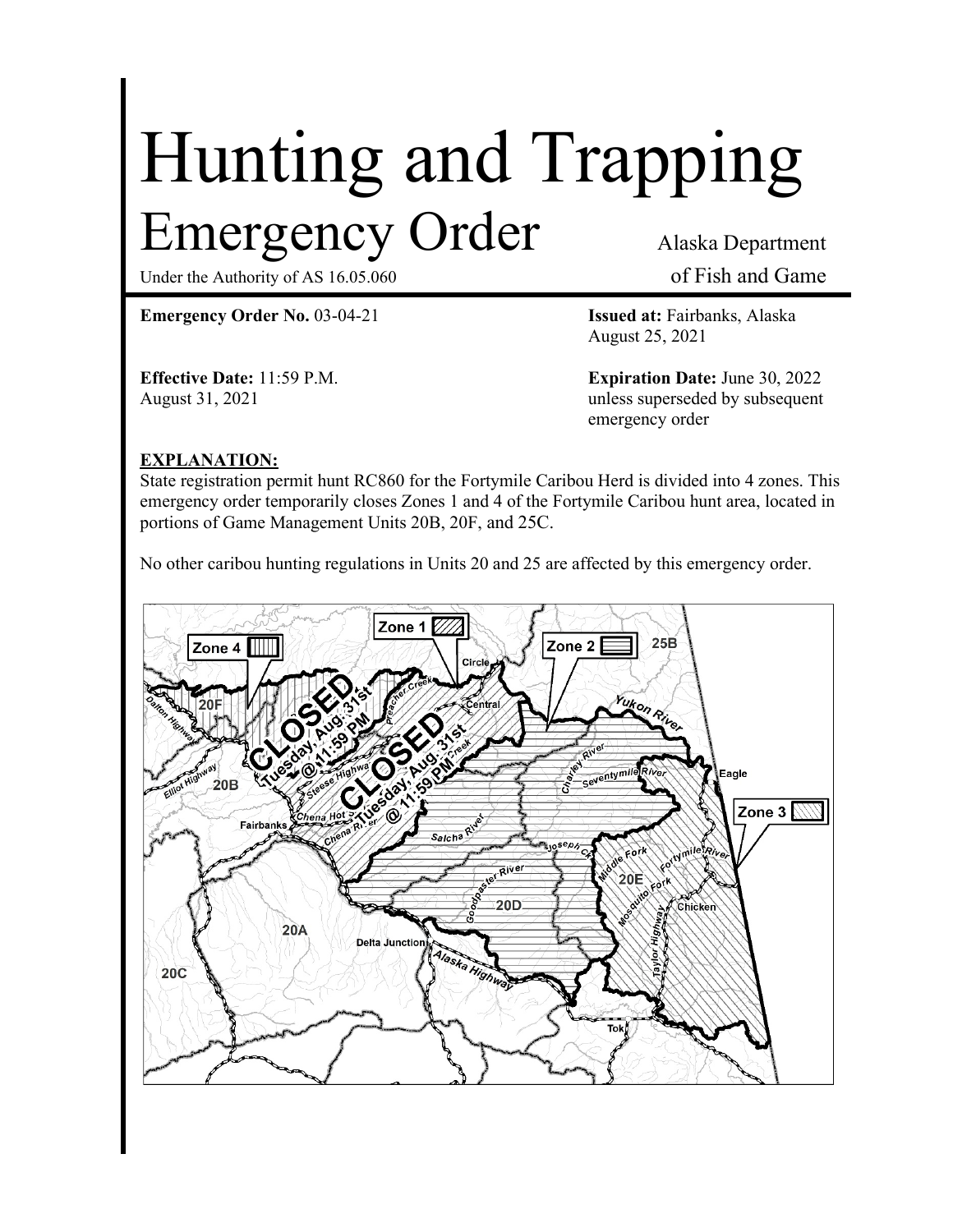# Hunting and Trapping

## Emergency Order

Under the Authority of AS 16.05.060

Alaska Department of Fish and Game

**Emergency Order No.** 03-04-21

**Issued at:** Fairbanks, Alaska
August 25, 2021

**Effective Date:** 11:59 P.M.
August 31, 2021

**Expiration Date:** June 30, 2022
unless superseded by subsequent emergency order

**EXPLANATION:**

State registration permit hunt RC860 for the Fortymile Caribou Herd is divided into 4 zones. This emergency order temporarily closes Zones 1 and 4 of the Fortymile Caribou hunt area, located in portions of Game Management Units 20B, 20F, and 25C.

No other caribou hunting regulations in Units 20 and 25 are affected by this emergency order.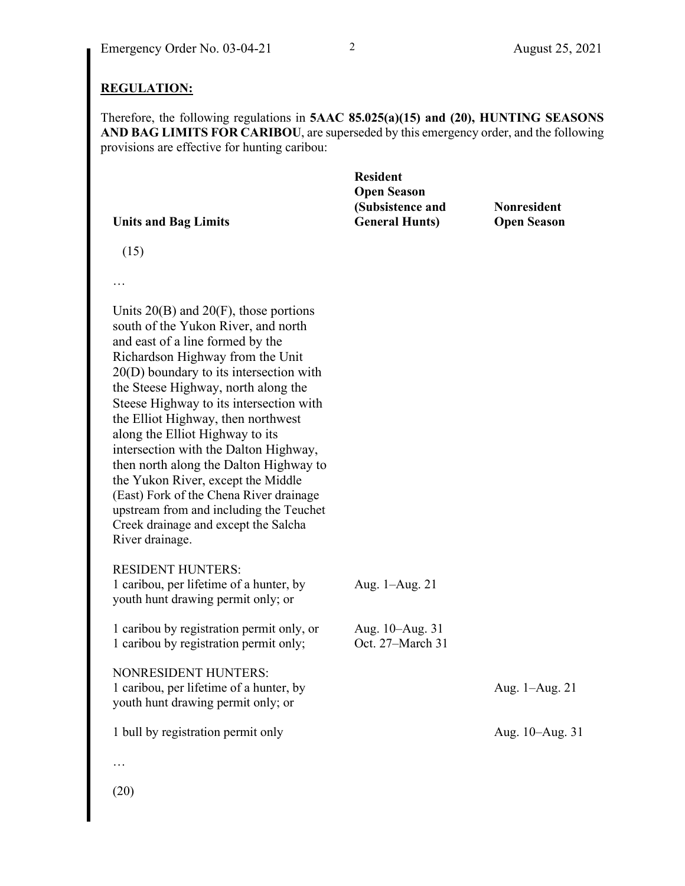## REGULATION:

Therefore, the following regulations in **5AAC 85.025(a)(15) and (20), HUNTING SEASONS AND BAG LIMITS FOR CARIBOU**, are superseded by this emergency order, and the following provisions are effective for hunting caribou:

| Units and Bag Limits | Resident Open Season (Subsistence and General Hunts) | Nonresident Open Season |
|---|---|---|
| (15) | | |
| … | | |
| Units 20(B) and 20(F), those portions south of the Yukon River, and north and east of a line formed by the Richardson Highway from the Unit 20(D) boundary to its intersection with the Steese Highway, north along the Steese Highway to its intersection with the Elliot Highway, then northwest along the Elliot Highway to its intersection with the Dalton Highway, then north along the Dalton Highway to the Yukon River, except the Middle (East) Fork of the Chena River drainage upstream from and including the Teuchet Creek drainage and except the Salcha River drainage. | | |
| RESIDENT HUNTERS: | | |
| 1 caribou, per lifetime of a hunter, by youth hunt drawing permit only; or | Aug. 1–Aug. 21 | |
| 1 caribou by registration permit only, or | Aug. 10–Aug. 31 | |
| 1 caribou by registration permit only; | Oct. 27–March 31 | |
| NONRESIDENT HUNTERS: | | |
| 1 caribou, per lifetime of a hunter, by youth hunt drawing permit only; or | | Aug. 1–Aug. 21 |
| 1 bull by registration permit only | | Aug. 10–Aug. 31 |
| … | | |
| (20) | | |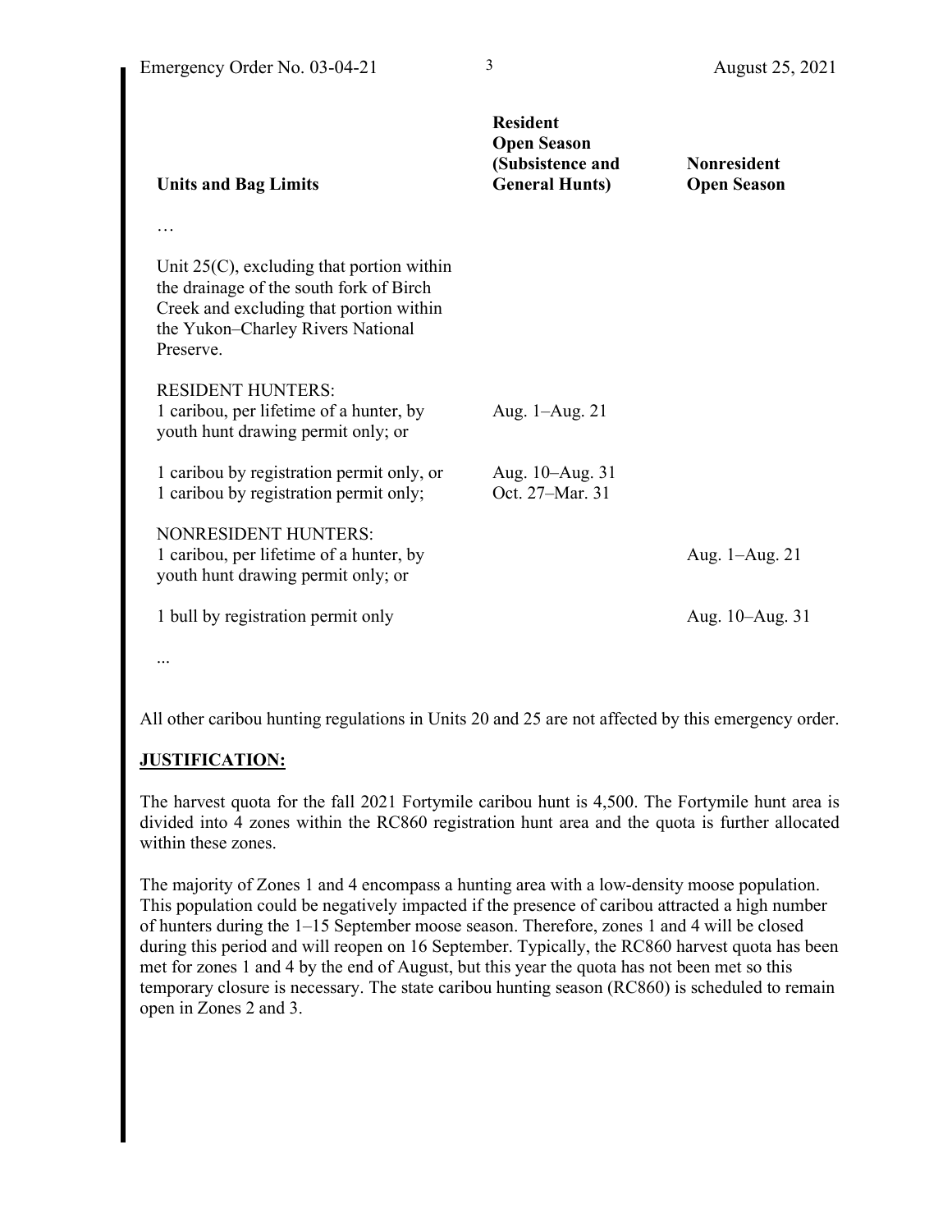| Units and Bag Limits | Resident Open Season (Subsistence and General Hunts) | Nonresident Open Season |
|---|---|---|
| … | | |
| Unit 25(C), excluding that portion within the drainage of the south fork of Birch Creek and excluding that portion within the Yukon–Charley Rivers National Preserve. | | |
| RESIDENT HUNTERS: 1 caribou, per lifetime of a hunter, by youth hunt drawing permit only; or | Aug. 1–Aug. 21 | |
| 1 caribou by registration permit only, or 1 caribou by registration permit only; | Aug. 10–Aug. 31 Oct. 27–Mar. 31 | |
| NONRESIDENT HUNTERS: 1 caribou, per lifetime of a hunter, by youth hunt drawing permit only; or | | Aug. 1–Aug. 21 |
| 1 bull by registration permit only | | Aug. 10–Aug. 31 |
| ... | | |

All other caribou hunting regulations in Units 20 and 25 are not affected by this emergency order.

**JUSTIFICATION:**

The harvest quota for the fall 2021 Fortymile caribou hunt is 4,500. The Fortymile hunt area is divided into 4 zones within the RC860 registration hunt area and the quota is further allocated within these zones.

The majority of Zones 1 and 4 encompass a hunting area with a low-density moose population. This population could be negatively impacted if the presence of caribou attracted a high number of hunters during the 1–15 September moose season. Therefore, zones 1 and 4 will be closed during this period and will reopen on 16 September. Typically, the RC860 harvest quota has been met for zones 1 and 4 by the end of August, but this year the quota has not been met so this temporary closure is necessary. The state caribou hunting season (RC860) is scheduled to remain open in Zones 2 and 3.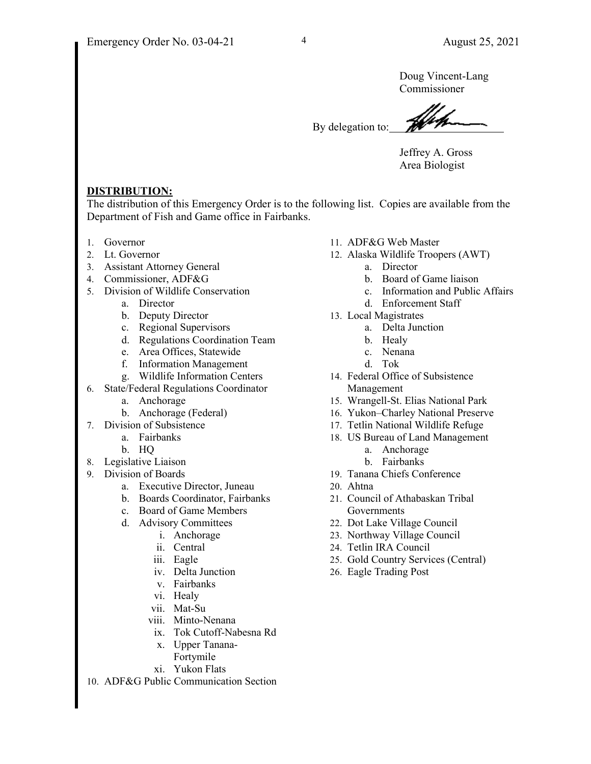Doug Vincent-Lang
Commissioner

By delegation to: ____________________

Jeffrey A. Gross
Area Biologist

**DISTRIBUTION:**

The distribution of this Emergency Order is to the following list. Copies are available from the Department of Fish and Game office in Fairbanks.

1. Governor
2. Lt. Governor
3. Assistant Attorney General
4. Commissioner, ADF&G
5. Division of Wildlife Conservation
    a. Director
    b. Deputy Director
    c. Regional Supervisors
    d. Regulations Coordination Team
    e. Area Offices, Statewide
    f. Information Management
    g. Wildlife Information Centers
6. State/Federal Regulations Coordinator
    a. Anchorage
    b. Anchorage (Federal)
7. Division of Subsistence
    a. Fairbanks
    b. HQ
8. Legislative Liaison
9. Division of Boards
    a. Executive Director, Juneau
    b. Boards Coordinator, Fairbanks
    c. Board of Game Members
    d. Advisory Committees
        i. Anchorage
        ii. Central
        iii. Eagle
        iv. Delta Junction
        v. Fairbanks
        vi. Healy
        vii. Mat-Su
        viii. Minto-Nenana
        ix. Tok Cutoff-Nabesna Rd
        x. Upper Tanana-Fortymile
        xi. Yukon Flats
10. ADF&G Public Communication Section
11. ADF&G Web Master
12. Alaska Wildlife Troopers (AWT)
    a. Director
    b. Board of Game liaison
    c. Information and Public Affairs
    d. Enforcement Staff
13. Local Magistrates
    a. Delta Junction
    b. Healy
    c. Nenana
    d. Tok
14. Federal Office of Subsistence Management
15. Wrangell-St. Elias National Park
16. Yukon–Charley National Preserve
17. Tetlin National Wildlife Refuge
18. US Bureau of Land Management
    a. Anchorage
    b. Fairbanks
19. Tanana Chiefs Conference
20. Ahtna
21. Council of Athabaskan Tribal Governments
22. Dot Lake Village Council
23. Northway Village Council
24. Tetlin IRA Council
25. Gold Country Services (Central)
26. Eagle Trading Post